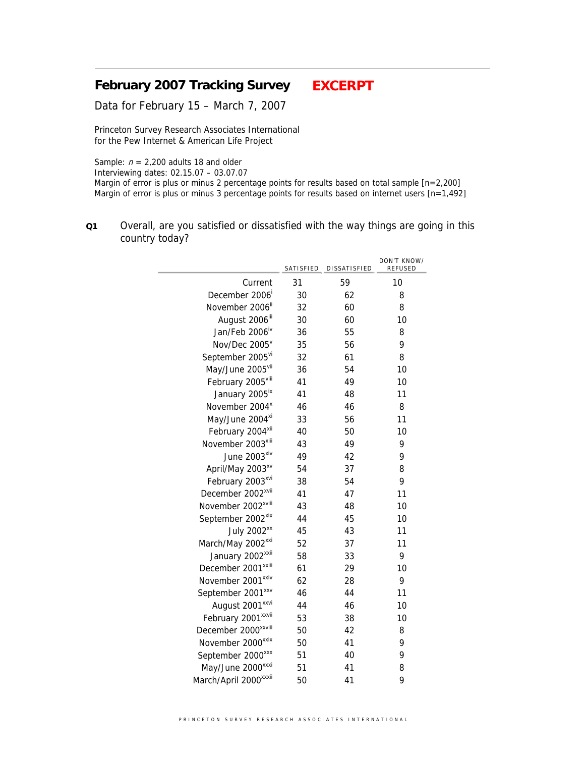# February 2007 Tracking Survey **EXCERPT**

Data for February 15 – March 7, 2007

Princeton Survey Research Associates International
for the Pew Internet & American Life Project

Sample: *n* = 2,200 adults 18 and older
Interviewing dates: 02.15.07 – 03.07.07
Margin of error is plus or minus 2 percentage points for results based on total sample [n=2,200]
Margin of error is plus or minus 3 percentage points for results based on internet users [n=1,492]

**Q1** Overall, are you satisfied or dissatisfied with the way things are going in this country today?

| | SATISFIED | DISSATISFIED | DON'T KNOW/ REFUSED |
|---|---|---|---|
| Current | 31 | 59 | 10 |
| December 2006[i] | 30 | 62 | 8 |
| November 2006[ii] | 32 | 60 | 8 |
| August 2006[iii] | 30 | 60 | 10 |
| Jan/Feb 2006[iv] | 36 | 55 | 8 |
| Nov/Dec 2005[v] | 35 | 56 | 9 |
| September 2005[vi] | 32 | 61 | 8 |
| May/June 2005[vii] | 36 | 54 | 10 |
| February 2005[viii] | 41 | 49 | 10 |
| January 2005[ix] | 41 | 48 | 11 |
| November 2004[x] | 46 | 46 | 8 |
| May/June 2004[xi] | 33 | 56 | 11 |
| February 2004[xii] | 40 | 50 | 10 |
| November 2003[xiii] | 43 | 49 | 9 |
| June 2003[xiv] | 49 | 42 | 9 |
| April/May 2003[xv] | 54 | 37 | 8 |
| February 2003[xvi] | 38 | 54 | 9 |
| December 2002[xvii] | 41 | 47 | 11 |
| November 2002[xviii] | 43 | 48 | 10 |
| September 2002[xix] | 44 | 45 | 10 |
| July 2002[xx] | 45 | 43 | 11 |
| March/May 2002[xxi] | 52 | 37 | 11 |
| January 2002[xxii] | 58 | 33 | 9 |
| December 2001[xxiii] | 61 | 29 | 10 |
| November 2001[xxiv] | 62 | 28 | 9 |
| September 2001[xxv] | 46 | 44 | 11 |
| August 2001[xxvi] | 44 | 46 | 10 |
| February 2001[xxvii] | 53 | 38 | 10 |
| December 2000[xxviii] | 50 | 42 | 8 |
| November 2000[xxix] | 50 | 41 | 9 |
| September 2000[xxx] | 51 | 40 | 9 |
| May/June 2000[xxxi] | 51 | 41 | 8 |
| March/April 2000[xxxii] | 50 | 41 | 9 |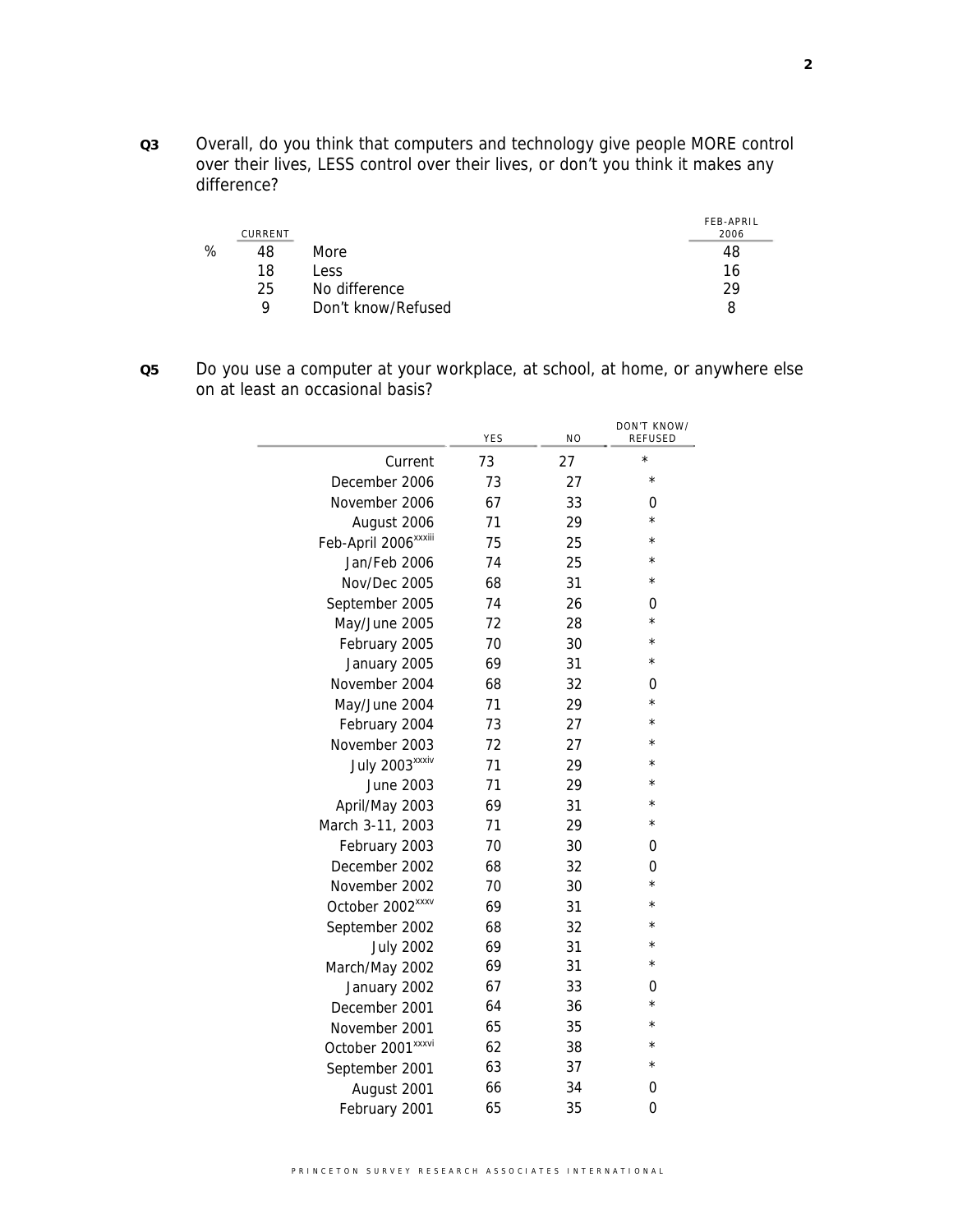**Q3** Overall, do you think that computers and technology give people MORE control over their lives, LESS control over their lives, or don't you think it makes any difference?

| | CURRENT | | FEB-APRIL 2006 |
|---|---|---|---|
| % | 48 | More | 48 |
| | 18 | Less | 16 |
| | 25 | No difference | 29 |
| | 9 | Don't know/Refused | 8 |

**Q5** Do you use a computer at your workplace, at school, at home, or anywhere else on at least an occasional basis?

| | YES | NO | DON'T KNOW/ REFUSED |
|---|---|---|---|
| Current | 73 | 27 | * |
| December 2006 | 73 | 27 | * |
| November 2006 | 67 | 33 | 0 |
| August 2006 | 71 | 29 | * |
| Feb-April 2006[xxxiii] | 75 | 25 | * |
| Jan/Feb 2006 | 74 | 25 | * |
| Nov/Dec 2005 | 68 | 31 | * |
| September 2005 | 74 | 26 | 0 |
| May/June 2005 | 72 | 28 | * |
| February 2005 | 70 | 30 | * |
| January 2005 | 69 | 31 | * |
| November 2004 | 68 | 32 | 0 |
| May/June 2004 | 71 | 29 | * |
| February 2004 | 73 | 27 | * |
| November 2003 | 72 | 27 | * |
| July 2003[xxxiv] | 71 | 29 | * |
| June 2003 | 71 | 29 | * |
| April/May 2003 | 69 | 31 | * |
| March 3-11, 2003 | 71 | 29 | * |
| February 2003 | 70 | 30 | 0 |
| December 2002 | 68 | 32 | 0 |
| November 2002 | 70 | 30 | * |
| October 2002[xxxv] | 69 | 31 | * |
| September 2002 | 68 | 32 | * |
| July 2002 | 69 | 31 | * |
| March/May 2002 | 69 | 31 | * |
| January 2002 | 67 | 33 | 0 |
| December 2001 | 64 | 36 | * |
| November 2001 | 65 | 35 | * |
| October 2001[xxxvi] | 62 | 38 | * |
| September 2001 | 63 | 37 | * |
| August 2001 | 66 | 34 | 0 |
| February 2001 | 65 | 35 | 0 |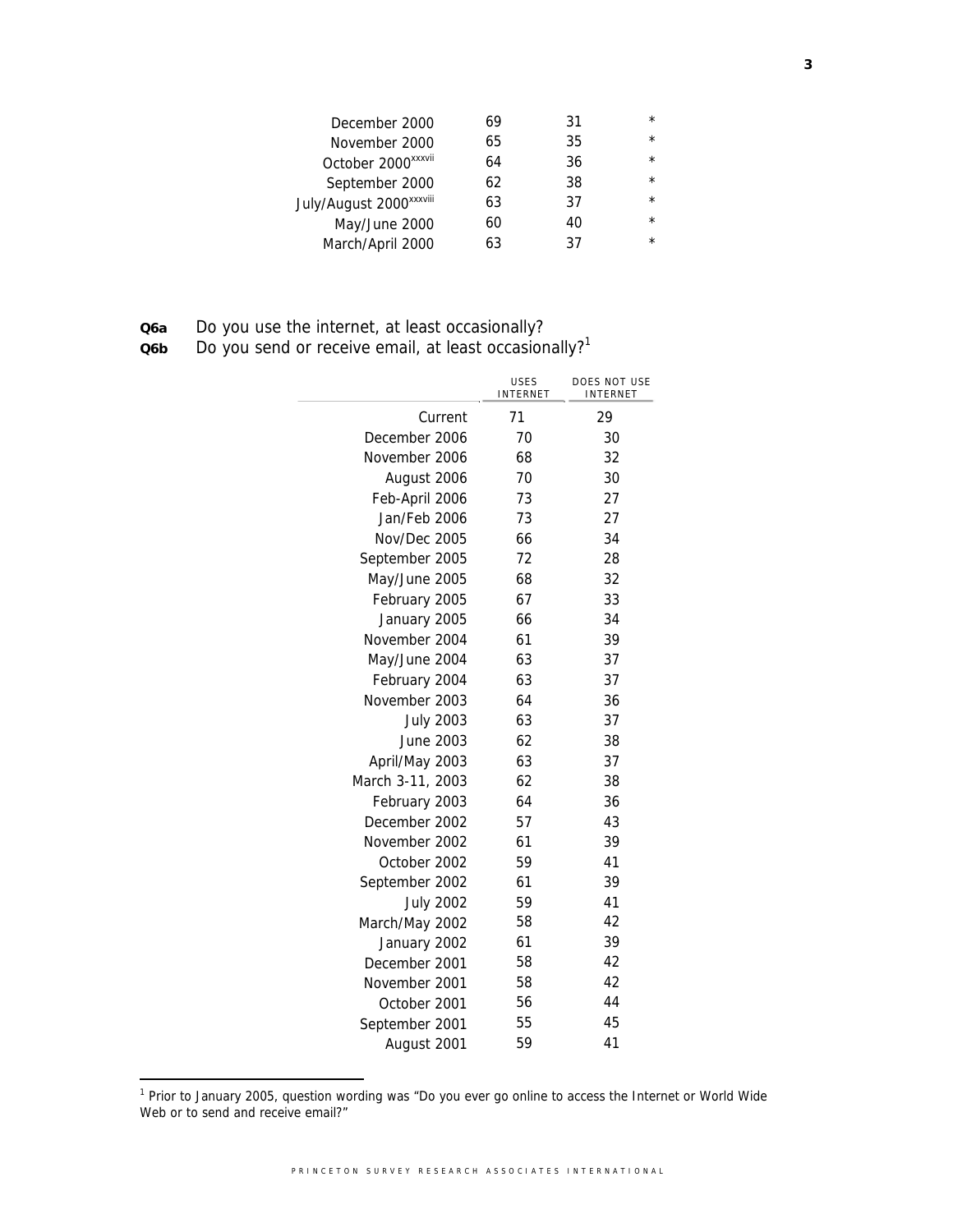| | | | |
|---|---|---|---|
| December 2000 | 69 | 31 | * |
| November 2000 | 65 | 35 | * |
| October 2000[xxxvii] | 64 | 36 | * |
| September 2000 | 62 | 38 | * |
| July/August 2000[xxxviii] | 63 | 37 | * |
| May/June 2000 | 60 | 40 | * |
| March/April 2000 | 63 | 37 | * |

**Q6a** Do you use the internet, at least occasionally?
**Q6b** Do you send or receive email, at least occasionally?[1]

| | USES INTERNET | DOES NOT USE INTERNET |
|---|---|---|
| Current | 71 | 29 |
| December 2006 | 70 | 30 |
| November 2006 | 68 | 32 |
| August 2006 | 70 | 30 |
| Feb-April 2006 | 73 | 27 |
| Jan/Feb 2006 | 73 | 27 |
| Nov/Dec 2005 | 66 | 34 |
| September 2005 | 72 | 28 |
| May/June 2005 | 68 | 32 |
| February 2005 | 67 | 33 |
| January 2005 | 66 | 34 |
| November 2004 | 61 | 39 |
| May/June 2004 | 63 | 37 |
| February 2004 | 63 | 37 |
| November 2003 | 64 | 36 |
| July 2003 | 63 | 37 |
| June 2003 | 62 | 38 |
| April/May 2003 | 63 | 37 |
| March 3-11, 2003 | 62 | 38 |
| February 2003 | 64 | 36 |
| December 2002 | 57 | 43 |
| November 2002 | 61 | 39 |
| October 2002 | 59 | 41 |
| September 2002 | 61 | 39 |
| July 2002 | 59 | 41 |
| March/May 2002 | 58 | 42 |
| January 2002 | 61 | 39 |
| December 2001 | 58 | 42 |
| November 2001 | 58 | 42 |
| October 2001 | 56 | 44 |
| September 2001 | 55 | 45 |
| August 2001 | 59 | 41 |

[1] Prior to January 2005, question wording was "Do you ever go online to access the Internet or World Wide Web or to send and receive email?"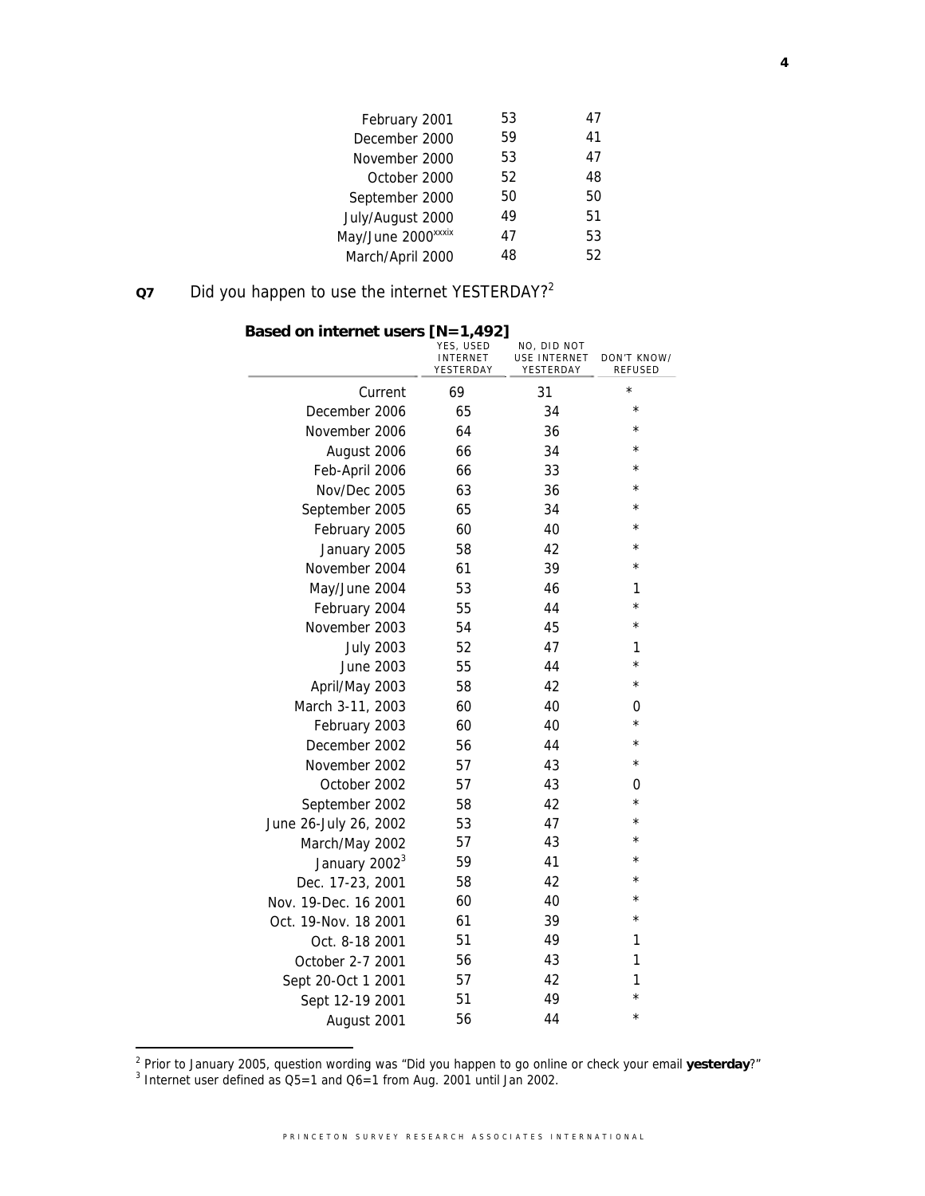| | | |
|---|---|---|
| February 2001 | 53 | 47 |
| December 2000 | 59 | 41 |
| November 2000 | 53 | 47 |
| October 2000 | 52 | 48 |
| September 2000 | 50 | 50 |
| July/August 2000 | 49 | 51 |
| May/June 2000[xxxix] | 47 | 53 |
| March/April 2000 | 48 | 52 |

**Q7** Did you happen to use the internet YESTERDAY?[2]

**Based on internet users [N=1,492]**

| | YES, USED INTERNET YESTERDAY | NO, DID NOT USE INTERNET YESTERDAY | DON'T KNOW/ REFUSED |
|---|---|---|---|
| Current | 69 | 31 | * |
| December 2006 | 65 | 34 | * |
| November 2006 | 64 | 36 | * |
| August 2006 | 66 | 34 | * |
| Feb-April 2006 | 66 | 33 | * |
| Nov/Dec 2005 | 63 | 36 | * |
| September 2005 | 65 | 34 | * |
| February 2005 | 60 | 40 | * |
| January 2005 | 58 | 42 | * |
| November 2004 | 61 | 39 | * |
| May/June 2004 | 53 | 46 | 1 |
| February 2004 | 55 | 44 | * |
| November 2003 | 54 | 45 | * |
| July 2003 | 52 | 47 | 1 |
| June 2003 | 55 | 44 | * |
| April/May 2003 | 58 | 42 | * |
| March 3-11, 2003 | 60 | 40 | 0 |
| February 2003 | 60 | 40 | * |
| December 2002 | 56 | 44 | * |
| November 2002 | 57 | 43 | * |
| October 2002 | 57 | 43 | 0 |
| September 2002 | 58 | 42 | * |
| June 26-July 26, 2002 | 53 | 47 | * |
| March/May 2002 | 57 | 43 | * |
| January 2002[3] | 59 | 41 | * |
| Dec. 17-23, 2001 | 58 | 42 | * |
| Nov. 19-Dec. 16 2001 | 60 | 40 | * |
| Oct. 19-Nov. 18 2001 | 61 | 39 | * |
| Oct. 8-18 2001 | 51 | 49 | 1 |
| October 2-7 2001 | 56 | 43 | 1 |
| Sept 20-Oct 1 2001 | 57 | 42 | 1 |
| Sept 12-19 2001 | 51 | 49 | * |
| August 2001 | 56 | 44 | * |

[2] Prior to January 2005, question wording was "Did you happen to go online or check your email **yesterday**?"

[3] Internet user defined as Q5=1 and Q6=1 from Aug. 2001 until Jan 2002.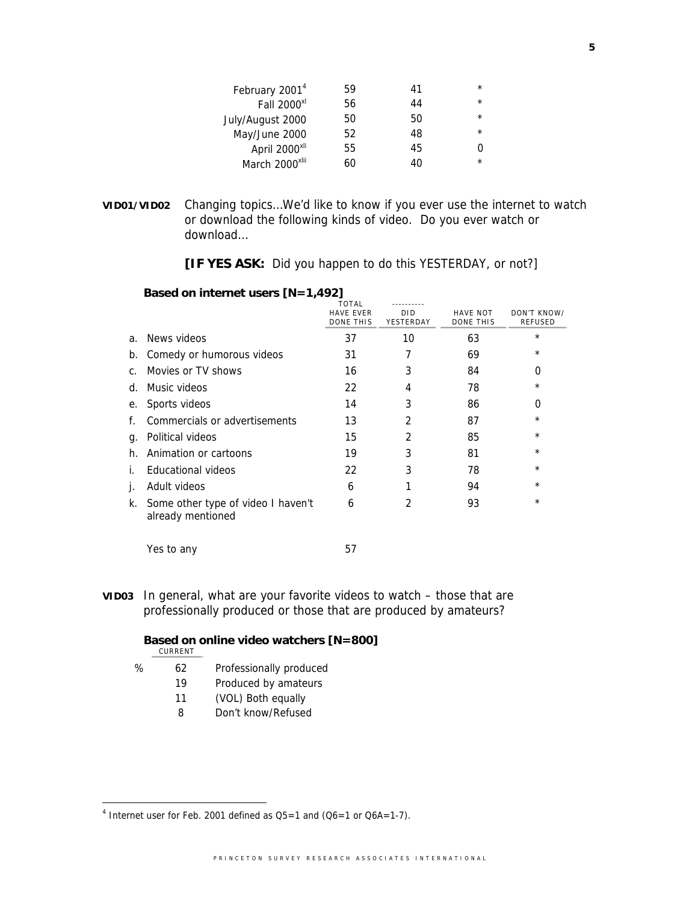| | | | |
|---|---|---|---|
| February 2001[4] | 59 | 41 | * |
| Fall 2000[xl] | 56 | 44 | * |
| July/August 2000 | 50 | 50 | * |
| May/June 2000 | 52 | 48 | * |
| April 2000[xli] | 55 | 45 | 0 |
| March 2000[xlii] | 60 | 40 | * |

**VID01/VID02** Changing topics...We'd like to know if you ever use the internet to watch or download the following kinds of video. Do you ever watch or download...

**[IF YES ASK:** Did you happen to do this YESTERDAY, or not?]

**Based on internet users [N=1,492]**

| | TOTAL HAVE EVER DONE THIS | DID YESTERDAY | HAVE NOT DONE THIS | DON'T KNOW/ REFUSED |
|---|---|---|---|---|
| a. News videos | 37 | 10 | 63 | * |
| b. Comedy or humorous videos | 31 | 7 | 69 | * |
| c. Movies or TV shows | 16 | 3 | 84 | 0 |
| d. Music videos | 22 | 4 | 78 | * |
| e. Sports videos | 14 | 3 | 86 | 0 |
| f. Commercials or advertisements | 13 | 2 | 87 | * |
| g. Political videos | 15 | 2 | 85 | * |
| h. Animation or cartoons | 19 | 3 | 81 | * |
| i. Educational videos | 22 | 3 | 78 | * |
| j. Adult videos | 6 | 1 | 94 | * |
| k. Some other type of video I haven't already mentioned | 6 | 2 | 93 | * |
| Yes to any | 57 | | | |

**VID03** In general, what are your favorite videos to watch – those that are professionally produced or those that are produced by amateurs?

**Based on online video watchers [N=800]**

| | CURRENT | |
|---|---|---|
| % | 62 | Professionally produced |
| | 19 | Produced by amateurs |
| | 11 | (VOL) Both equally |
| | 8 | Don't know/Refused |

[4] Internet user for Feb. 2001 defined as Q5=1 and (Q6=1 or Q6A=1-7).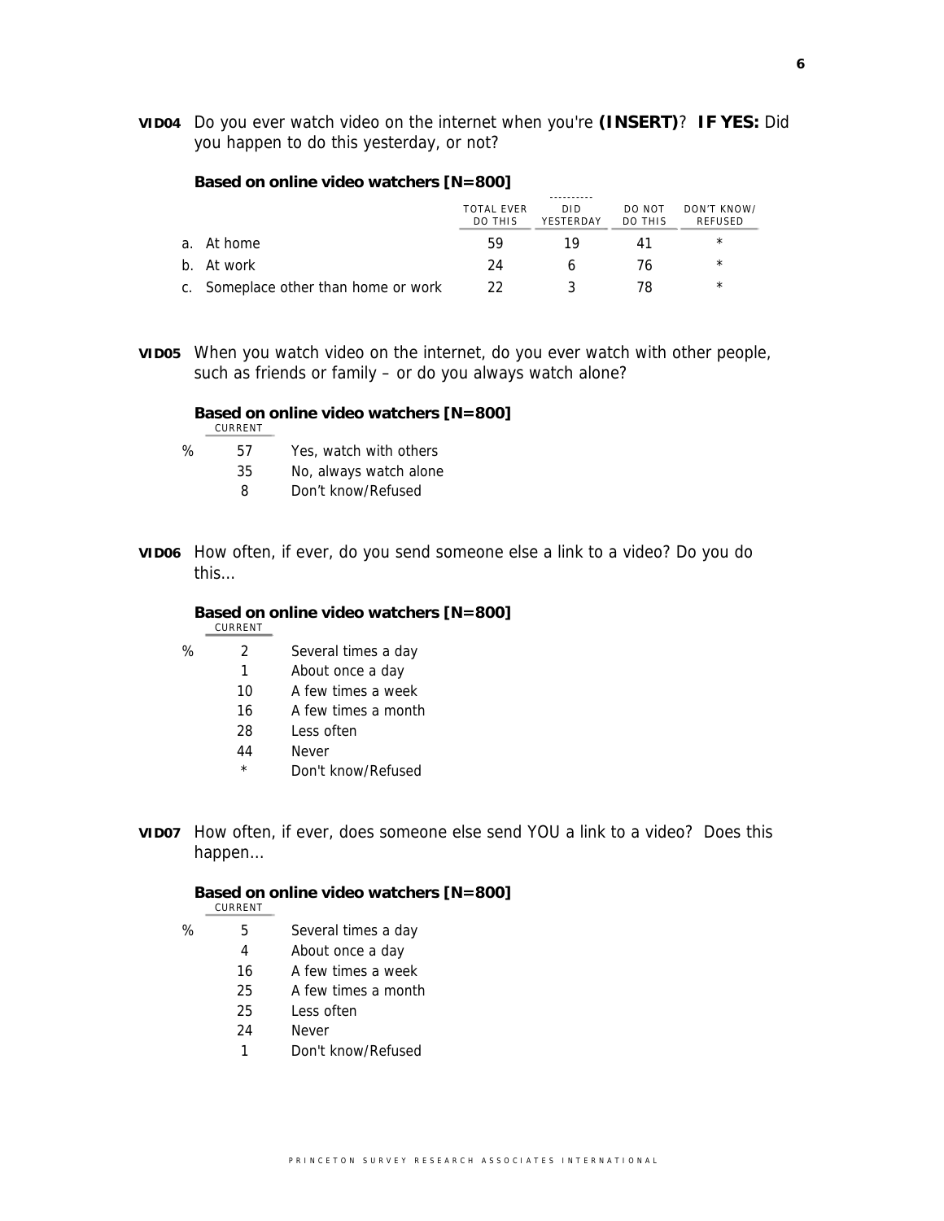**VID04** Do you ever watch video on the internet when you're **(INSERT)**? **IF YES:** Did you happen to do this yesterday, or not?

**Based on online video watchers [N=800]**

| | TOTAL EVER DO THIS | DID YESTERDAY | DO NOT DO THIS | DON'T KNOW/ REFUSED |
|---|---|---|---|---|
| a. At home | 59 | 19 | 41 | * |
| b. At work | 24 | 6 | 76 | * |
| c. Someplace other than home or work | 22 | 3 | 78 | * |

**VID05** When you watch video on the internet, do you ever watch with other people, such as friends or family – or do you always watch alone?

**Based on online video watchers [N=800]**

| | CURRENT | |
|---|---|---|
| % | 57 | Yes, watch with others |
| | 35 | No, always watch alone |
| | 8 | Don't know/Refused |

**VID06** How often, if ever, do you send someone else a link to a video? Do you do this…

**Based on online video watchers [N=800]**

| | CURRENT | |
|---|---|---|
| % | 2 | Several times a day |
| | 1 | About once a day |
| | 10 | A few times a week |
| | 16 | A few times a month |
| | 28 | Less often |
| | 44 | Never |
| | * | Don't know/Refused |

**VID07** How often, if ever, does someone else send YOU a link to a video? Does this happen…

**Based on online video watchers [N=800]**

| | CURRENT | |
|---|---|---|
| % | 5 | Several times a day |
| | 4 | About once a day |
| | 16 | A few times a week |
| | 25 | A few times a month |
| | 25 | Less often |
| | 24 | Never |
| | 1 | Don't know/Refused |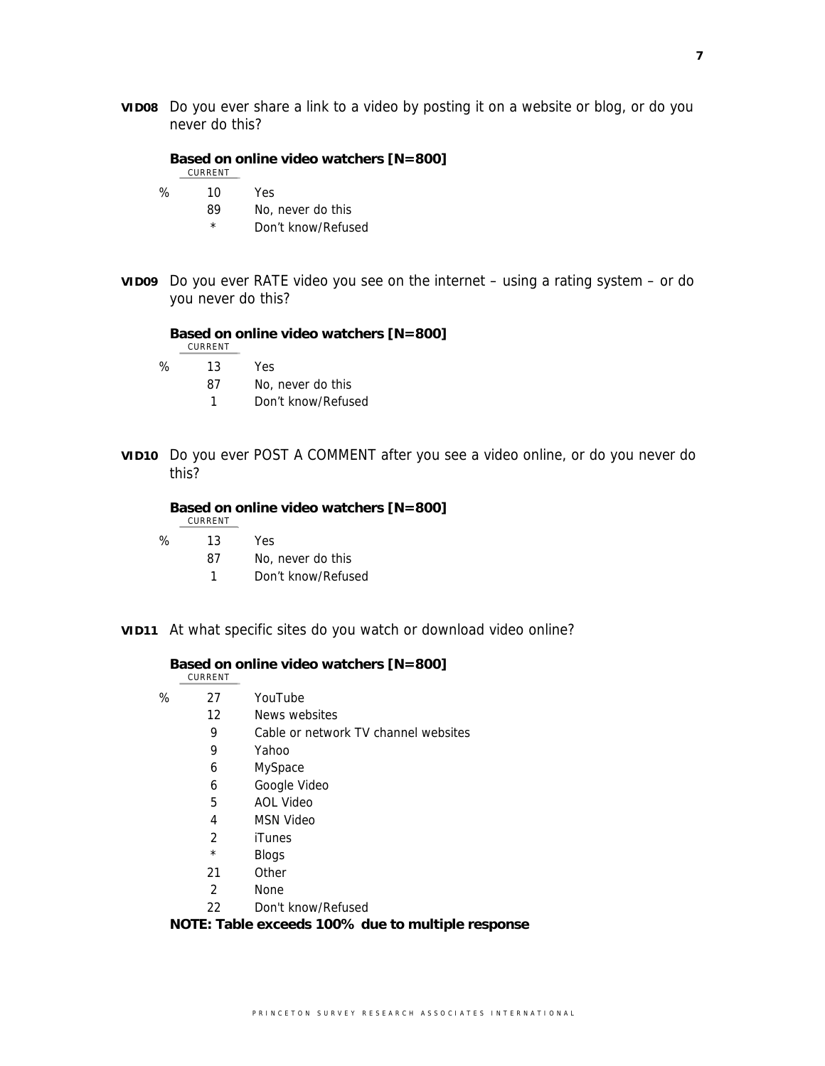**VID08** Do you ever share a link to a video by posting it on a website or blog, or do you never do this?

**Based on online video watchers [N=800]**

| | CURRENT | |
|---|---|---|
| % | 10 | Yes |
| | 89 | No, never do this |
| | * | Don't know/Refused |

**VID09** Do you ever RATE video you see on the internet – using a rating system – or do you never do this?

**Based on online video watchers [N=800]**

| | CURRENT | |
|---|---|---|
| % | 13 | Yes |
| | 87 | No, never do this |
| | 1 | Don't know/Refused |

**VID10** Do you ever POST A COMMENT after you see a video online, or do you never do this?

**Based on online video watchers [N=800]**

| | CURRENT | |
|---|---|---|
| % | 13 | Yes |
| | 87 | No, never do this |
| | 1 | Don't know/Refused |

**VID11** At what specific sites do you watch or download video online?

**Based on online video watchers [N=800]**

| | CURRENT | |
|---|---|---|
| % | 27 | YouTube |
| | 12 | News websites |
| | 9 | Cable or network TV channel websites |
| | 9 | Yahoo |
| | 6 | MySpace |
| | 6 | Google Video |
| | 5 | AOL Video |
| | 4 | MSN Video |
| | 2 | iTunes |
| | * | Blogs |
| | 21 | Other |
| | 2 | None |
| | 22 | Don't know/Refused |

**NOTE: Table exceeds 100% due to multiple response**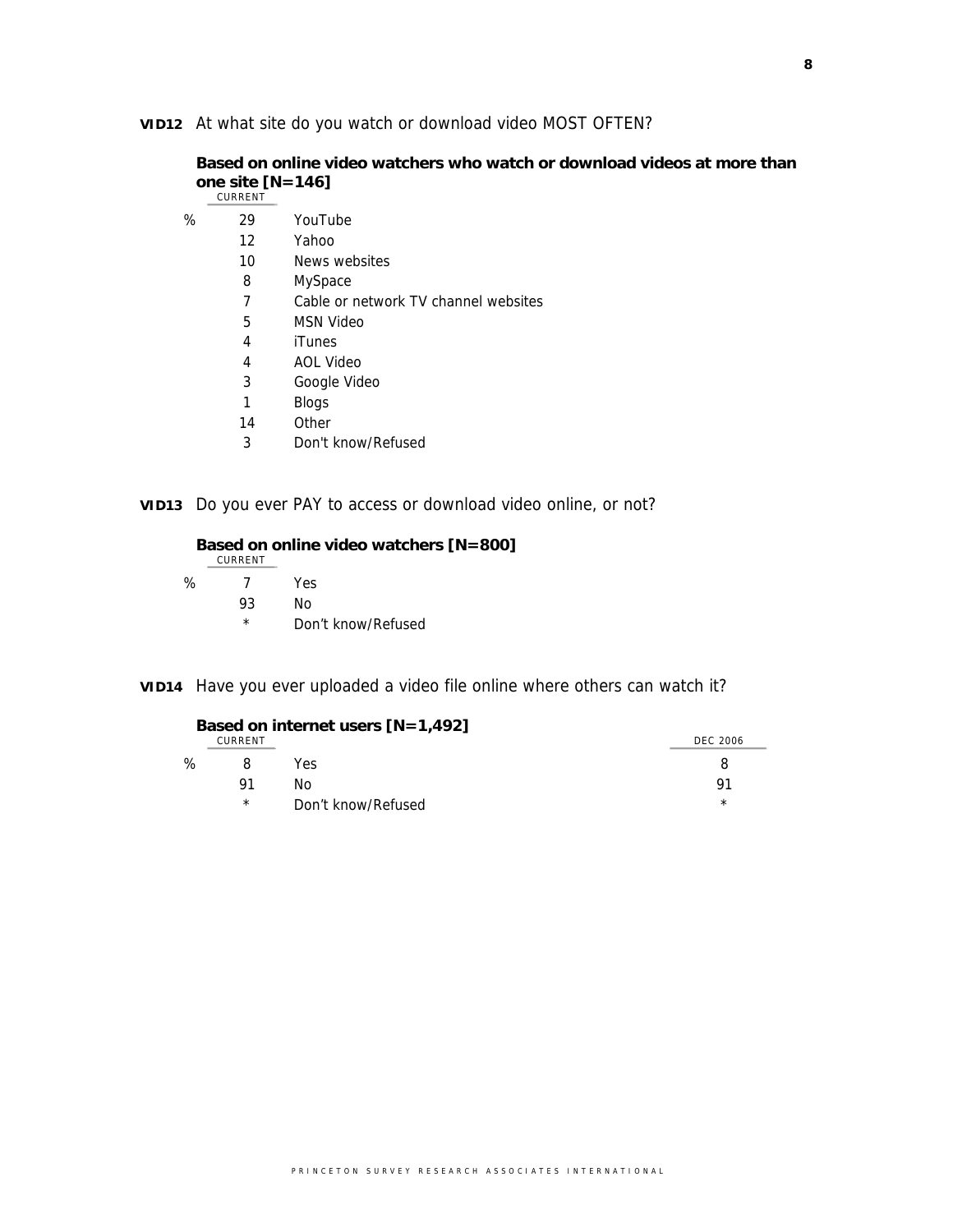**VID12** At what site do you watch or download video MOST OFTEN?

**Based on online video watchers who watch or download videos at more than one site [N=146]**

| | CURRENT | |
|---|---|---|
| % | 29 | YouTube |
| | 12 | Yahoo |
| | 10 | News websites |
| | 8 | MySpace |
| | 7 | Cable or network TV channel websites |
| | 5 | MSN Video |
| | 4 | iTunes |
| | 4 | AOL Video |
| | 3 | Google Video |
| | 1 | Blogs |
| | 14 | Other |
| | 3 | Don't know/Refused |

**VID13** Do you ever PAY to access or download video online, or not?

**Based on online video watchers [N=800]**

| | CURRENT | |
|---|---|---|
| % | 7 | Yes |
| | 93 | No |
| | * | Don't know/Refused |

**VID14** Have you ever uploaded a video file online where others can watch it?

**Based on internet users [N=1,492]**

| | CURRENT | | DEC 2006 |
|---|---|---|---|
| % | 8 | Yes | 8 |
| | 91 | No | 91 |
| | * | Don't know/Refused | * |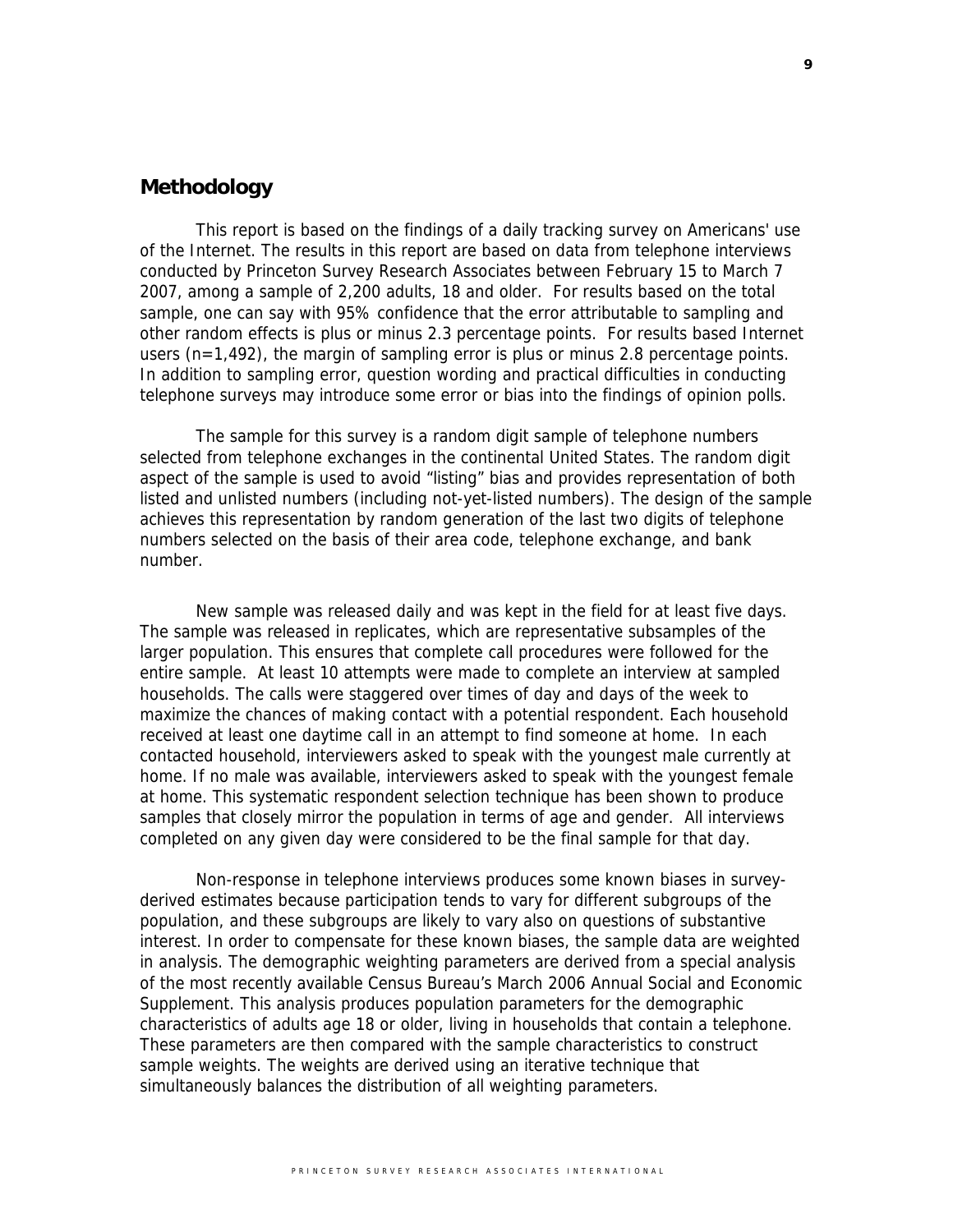## Methodology

This report is based on the findings of a daily tracking survey on Americans' use of the Internet. The results in this report are based on data from telephone interviews conducted by Princeton Survey Research Associates between February 15 to March 7 2007, among a sample of 2,200 adults, 18 and older. For results based on the total sample, one can say with 95% confidence that the error attributable to sampling and other random effects is plus or minus 2.3 percentage points. For results based Internet users (n=1,492), the margin of sampling error is plus or minus 2.8 percentage points. In addition to sampling error, question wording and practical difficulties in conducting telephone surveys may introduce some error or bias into the findings of opinion polls.

The sample for this survey is a random digit sample of telephone numbers selected from telephone exchanges in the continental United States. The random digit aspect of the sample is used to avoid "listing" bias and provides representation of both listed and unlisted numbers (including not-yet-listed numbers). The design of the sample achieves this representation by random generation of the last two digits of telephone numbers selected on the basis of their area code, telephone exchange, and bank number.

New sample was released daily and was kept in the field for at least five days. The sample was released in replicates, which are representative subsamples of the larger population. This ensures that complete call procedures were followed for the entire sample. At least 10 attempts were made to complete an interview at sampled households. The calls were staggered over times of day and days of the week to maximize the chances of making contact with a potential respondent. Each household received at least one daytime call in an attempt to find someone at home. In each contacted household, interviewers asked to speak with the youngest male currently at home. If no male was available, interviewers asked to speak with the youngest female at home. This systematic respondent selection technique has been shown to produce samples that closely mirror the population in terms of age and gender. All interviews completed on any given day were considered to be the final sample for that day.

Non-response in telephone interviews produces some known biases in survey-derived estimates because participation tends to vary for different subgroups of the population, and these subgroups are likely to vary also on questions of substantive interest. In order to compensate for these known biases, the sample data are weighted in analysis. The demographic weighting parameters are derived from a special analysis of the most recently available Census Bureau's March 2006 Annual Social and Economic Supplement. This analysis produces population parameters for the demographic characteristics of adults age 18 or older, living in households that contain a telephone. These parameters are then compared with the sample characteristics to construct sample weights. The weights are derived using an iterative technique that simultaneously balances the distribution of all weighting parameters.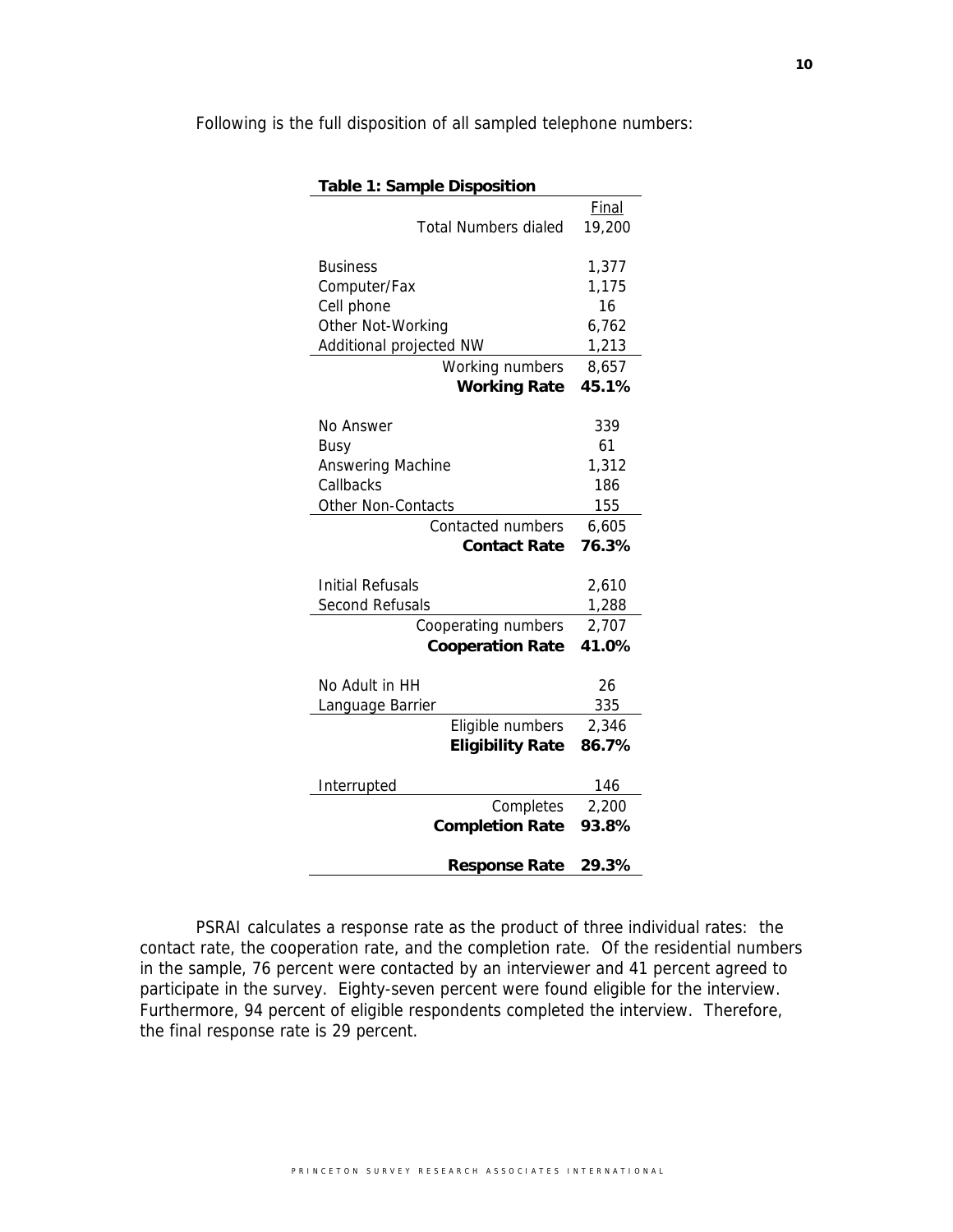Following is the full disposition of all sampled telephone numbers:

**Table 1: Sample Disposition**

| | Final |
|---|---|
| Total Numbers dialed | 19,200 |
| | |
| Business | 1,377 |
| Computer/Fax | 1,175 |
| Cell phone | 16 |
| Other Not-Working | 6,762 |
| Additional projected NW | 1,213 |
| Working numbers | 8,657 |
| **Working Rate** | **45.1%** |
| | |
| No Answer | 339 |
| Busy | 61 |
| Answering Machine | 1,312 |
| Callbacks | 186 |
| Other Non-Contacts | 155 |
| Contacted numbers | 6,605 |
| **Contact Rate** | **76.3%** |
| | |
| Initial Refusals | 2,610 |
| Second Refusals | 1,288 |
| Cooperating numbers | 2,707 |
| **Cooperation Rate** | **41.0%** |
| | |
| No Adult in HH | 26 |
| Language Barrier | 335 |
| Eligible numbers | 2,346 |
| **Eligibility Rate** | **86.7%** |
| | |
| Interrupted | 146 |
| Completes | 2,200 |
| **Completion Rate** | **93.8%** |
| | |
| **Response Rate** | **29.3%** |

PSRAI calculates a response rate as the product of three individual rates: the contact rate, the cooperation rate, and the completion rate. Of the residential numbers in the sample, 76 percent were contacted by an interviewer and 41 percent agreed to participate in the survey. Eighty-seven percent were found eligible for the interview. Furthermore, 94 percent of eligible respondents completed the interview. Therefore, the final response rate is 29 percent.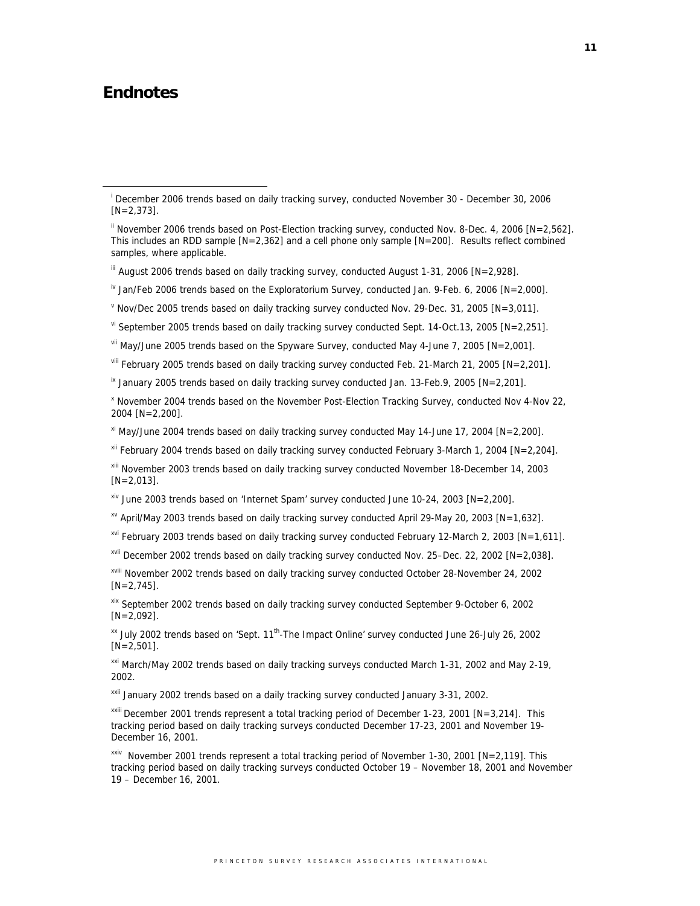# Endnotes

[i] December 2006 trends based on daily tracking survey, conducted November 30 - December 30, 2006 [N=2,373].

[ii] November 2006 trends based on Post-Election tracking survey, conducted Nov. 8-Dec. 4, 2006 [N=2,562]. This includes an RDD sample [N=2,362] and a cell phone only sample [N=200]. Results reflect combined samples, where applicable.

[iii] August 2006 trends based on daily tracking survey, conducted August 1-31, 2006 [N=2,928].

[iv] Jan/Feb 2006 trends based on the Exploratorium Survey, conducted Jan. 9-Feb. 6, 2006 [N=2,000].

[v] Nov/Dec 2005 trends based on daily tracking survey conducted Nov. 29-Dec. 31, 2005 [N=3,011].

[vi] September 2005 trends based on daily tracking survey conducted Sept. 14-Oct.13, 2005 [N=2,251].

[vii] May/June 2005 trends based on the Spyware Survey, conducted May 4-June 7, 2005 [N=2,001].

[viii] February 2005 trends based on daily tracking survey conducted Feb. 21-March 21, 2005 [N=2,201].

[ix] January 2005 trends based on daily tracking survey conducted Jan. 13-Feb.9, 2005 [N=2,201].

[x] November 2004 trends based on the November Post-Election Tracking Survey, conducted Nov 4-Nov 22, 2004 [N=2,200].

[xi] May/June 2004 trends based on daily tracking survey conducted May 14-June 17, 2004 [N=2,200].

[xii] February 2004 trends based on daily tracking survey conducted February 3-March 1, 2004 [N=2,204].

[xiii] November 2003 trends based on daily tracking survey conducted November 18-December 14, 2003 [N=2,013].

[xiv] June 2003 trends based on 'Internet Spam' survey conducted June 10-24, 2003 [N=2,200].

[xv] April/May 2003 trends based on daily tracking survey conducted April 29-May 20, 2003 [N=1,632].

[xvi] February 2003 trends based on daily tracking survey conducted February 12-March 2, 2003 [N=1,611].

[xvii] December 2002 trends based on daily tracking survey conducted Nov. 25–Dec. 22, 2002 [N=2,038].

[xviii] November 2002 trends based on daily tracking survey conducted October 28-November 24, 2002 [N=2,745].

[xix] September 2002 trends based on daily tracking survey conducted September 9-October 6, 2002 [N=2,092].

[xx] July 2002 trends based on 'Sept. 11th-The Impact Online' survey conducted June 26-July 26, 2002 [N=2,501].

[xxi] March/May 2002 trends based on daily tracking surveys conducted March 1-31, 2002 and May 2-19, 2002.

[xxii] January 2002 trends based on a daily tracking survey conducted January 3-31, 2002.

[xxiii] December 2001 trends represent a total tracking period of December 1-23, 2001 [N=3,214]. This tracking period based on daily tracking surveys conducted December 17-23, 2001 and November 19-December 16, 2001.

[xxiv] November 2001 trends represent a total tracking period of November 1-30, 2001 [N=2,119]. This tracking period based on daily tracking surveys conducted October 19 – November 18, 2001 and November 19 – December 16, 2001.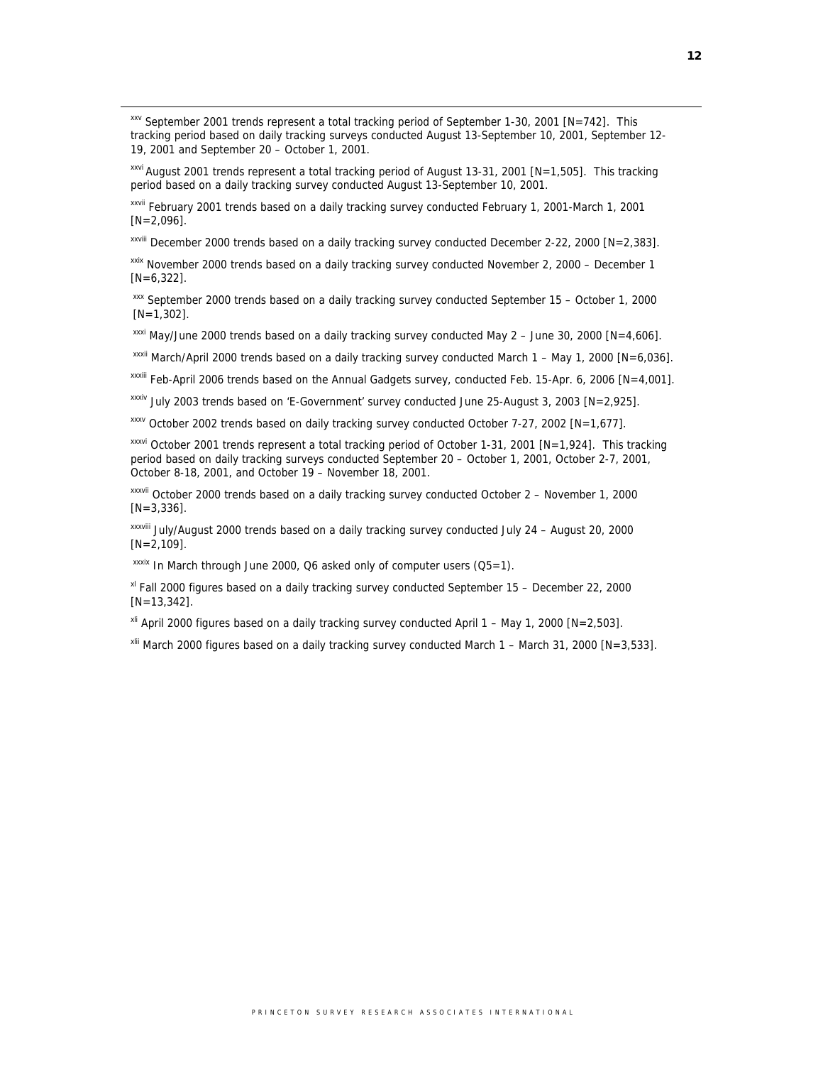[xxv] September 2001 trends represent a total tracking period of September 1-30, 2001 [N=742]. This tracking period based on daily tracking surveys conducted August 13-September 10, 2001, September 12-19, 2001 and September 20 – October 1, 2001.

[xxvi] August 2001 trends represent a total tracking period of August 13-31, 2001 [N=1,505]. This tracking period based on a daily tracking survey conducted August 13-September 10, 2001.

[xxvii] February 2001 trends based on a daily tracking survey conducted February 1, 2001-March 1, 2001 [N=2,096].

[xxviii] December 2000 trends based on a daily tracking survey conducted December 2-22, 2000 [N=2,383].

[xxix] November 2000 trends based on a daily tracking survey conducted November 2, 2000 – December 1 [N=6,322].

[xxx] September 2000 trends based on a daily tracking survey conducted September 15 – October 1, 2000 [N=1,302].

[xxxi] May/June 2000 trends based on a daily tracking survey conducted May 2 – June 30, 2000 [N=4,606].

[xxxii] March/April 2000 trends based on a daily tracking survey conducted March 1 – May 1, 2000 [N=6,036].

[xxxiii] Feb-April 2006 trends based on the Annual Gadgets survey, conducted Feb. 15-Apr. 6, 2006 [N=4,001].

[xxxiv] July 2003 trends based on 'E-Government' survey conducted June 25-August 3, 2003 [N=2,925].

[xxxv] October 2002 trends based on daily tracking survey conducted October 7-27, 2002 [N=1,677].

[xxxvi] October 2001 trends represent a total tracking period of October 1-31, 2001 [N=1,924]. This tracking period based on daily tracking surveys conducted September 20 – October 1, 2001, October 2-7, 2001, October 8-18, 2001, and October 19 – November 18, 2001.

[xxxvii] October 2000 trends based on a daily tracking survey conducted October 2 – November 1, 2000 [N=3,336].

[xxxviii] July/August 2000 trends based on a daily tracking survey conducted July 24 – August 20, 2000 [N=2,109].

[xxxix] In March through June 2000, Q6 asked only of computer users (Q5=1).

[xl] Fall 2000 figures based on a daily tracking survey conducted September 15 – December 22, 2000 [N=13,342].

[xli] April 2000 figures based on a daily tracking survey conducted April 1 – May 1, 2000 [N=2,503].

[xlii] March 2000 figures based on a daily tracking survey conducted March 1 – March 31, 2000 [N=3,533].